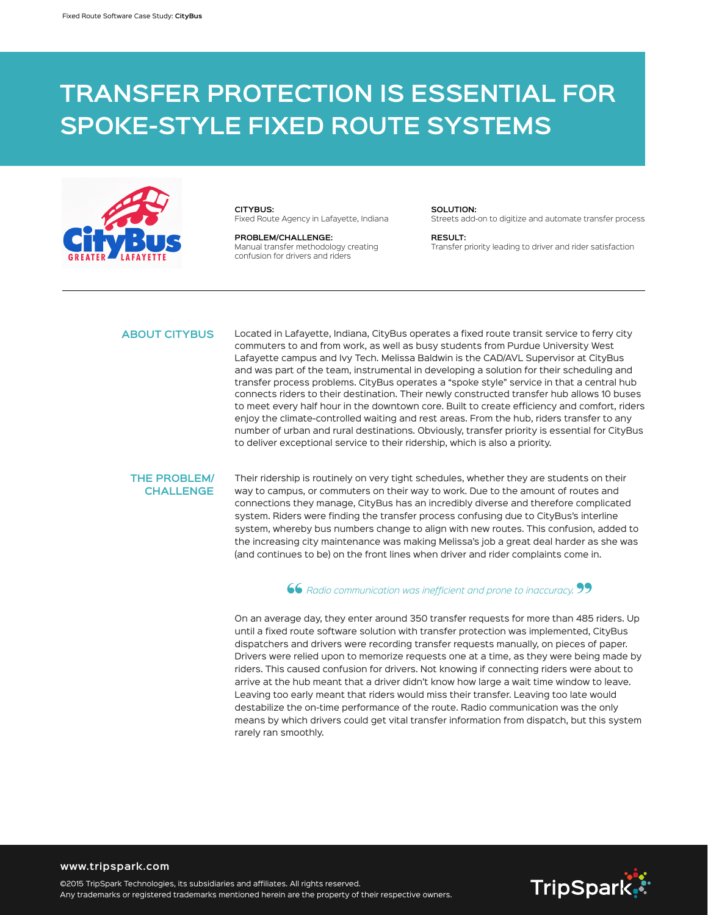# TRANSFER PROTECTION IS ESSENTIAL FOR SPOKE-STYLE FIXED ROUTE SYSTEMS

**CITYBUS:**
Fixed Route Agency in Lafayette, Indiana

**PROBLEM/CHALLENGE:**
Manual transfer methodology creating confusion for drivers and riders

**SOLUTION:**
Streets add-on to digitize and automate transfer process

**RESULT:**
Transfer priority leading to driver and rider satisfaction

---

## ABOUT CITYBUS

Located in Lafayette, Indiana, CityBus operates a fixed route transit service to ferry city commuters to and from work, as well as busy students from Purdue University West Lafayette campus and Ivy Tech. Melissa Baldwin is the CAD/AVL Supervisor at CityBus and was part of the team, instrumental in developing a solution for their scheduling and transfer process problems. CityBus operates a "spoke style" service in that a central hub connects riders to their destination. Their newly constructed transfer hub allows 10 buses to meet every half hour in the downtown core. Built to create efficiency and comfort, riders enjoy the climate-controlled waiting and rest areas. From the hub, riders transfer to any number of urban and rural destinations. Obviously, transfer priority is essential for CityBus to deliver exceptional service to their ridership, which is also a priority.

## THE PROBLEM/ CHALLENGE

Their ridership is routinely on very tight schedules, whether they are students on their way to campus, or commuters on their way to work. Due to the amount of routes and connections they manage, CityBus has an incredibly diverse and therefore complicated system. Riders were finding the transfer process confusing due to CityBus's interline system, whereby bus numbers change to align with new routes. This confusion, added to the increasing city maintenance was making Melissa's job a great deal harder as she was (and continues to be) on the front lines when driver and rider complaints come in.

> *"Radio communication was inefficient and prone to inaccuracy."*

On an average day, they enter around 350 transfer requests for more than 485 riders. Up until a fixed route software solution with transfer protection was implemented, CityBus dispatchers and drivers were recording transfer requests manually, on pieces of paper. Drivers were relied upon to memorize requests one at a time, as they were being made by riders. This caused confusion for drivers. Not knowing if connecting riders were about to arrive at the hub meant that a driver didn't know how large a wait time window to leave. Leaving too early meant that riders would miss their transfer. Leaving too late would destabilize the on-time performance of the route. Radio communication was the only means by which drivers could get vital transfer information from dispatch, but this system rarely ran smoothly.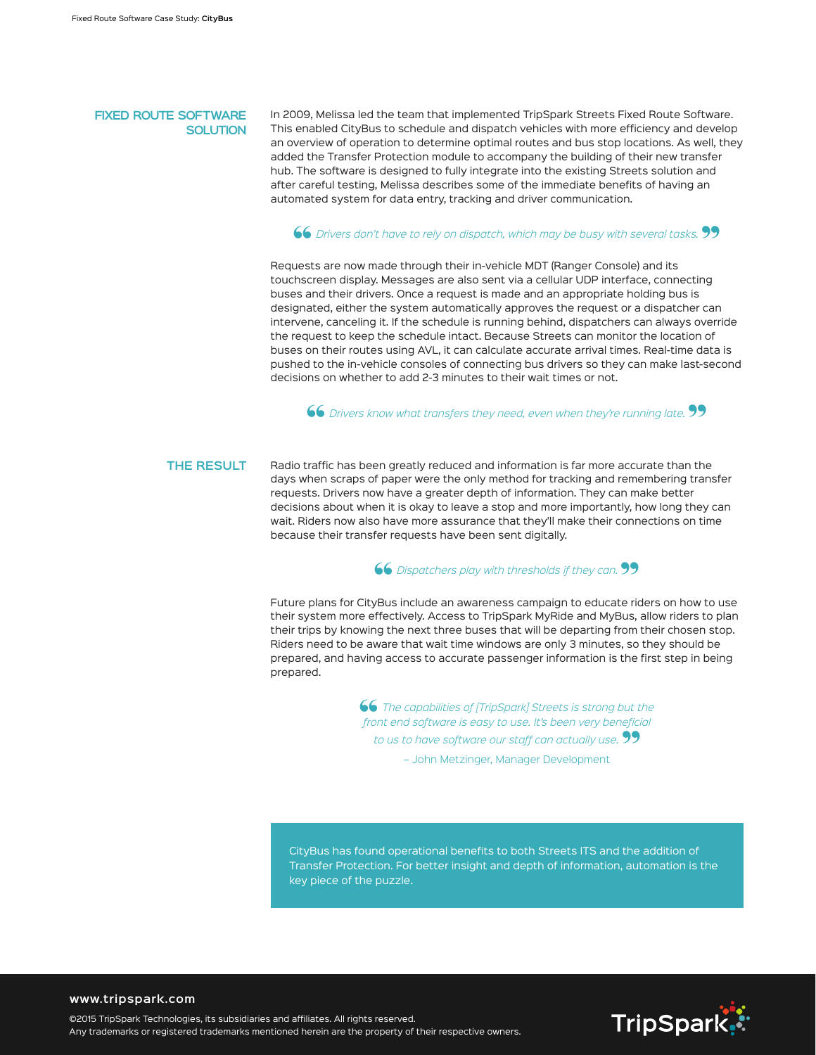## FIXED ROUTE SOFTWARE SOLUTION

In 2009, Melissa led the team that implemented TripSpark Streets Fixed Route Software. This enabled CityBus to schedule and dispatch vehicles with more efficiency and develop an overview of operation to determine optimal routes and bus stop locations. As well, they added the Transfer Protection module to accompany the building of their new transfer hub. The software is designed to fully integrate into the existing Streets solution and after careful testing, Melissa describes some of the immediate benefits of having an automated system for data entry, tracking and driver communication.

> *"Drivers don't have to rely on dispatch, which may be busy with several tasks."*

Requests are now made through their in-vehicle MDT (Ranger Console) and its touchscreen display. Messages are also sent via a cellular UDP interface, connecting buses and their drivers. Once a request is made and an appropriate holding bus is designated, either the system automatically approves the request or a dispatcher can intervene, canceling it. If the schedule is running behind, dispatchers can always override the request to keep the schedule intact. Because Streets can monitor the location of buses on their routes using AVL, it can calculate accurate arrival times. Real-time data is pushed to the in-vehicle consoles of connecting bus drivers so they can make last-second decisions on whether to add 2-3 minutes to their wait times or not.

> *"Drivers know what transfers they need, even when they're running late."*

## THE RESULT

Radio traffic has been greatly reduced and information is far more accurate than the days when scraps of paper were the only method for tracking and remembering transfer requests. Drivers now have a greater depth of information. They can make better decisions about when it is okay to leave a stop and more importantly, how long they can wait. Riders now also have more assurance that they'll make their connections on time because their transfer requests have been sent digitally.

> *"Dispatchers play with thresholds if they can."*

Future plans for CityBus include an awareness campaign to educate riders on how to use their system more effectively. Access to TripSpark MyRide and MyBus, allow riders to plan their trips by knowing the next three buses that will be departing from their chosen stop. Riders need to be aware that wait time windows are only 3 minutes, so they should be prepared, and having access to accurate passenger information is the first step in being prepared.

> *"The capabilities of [TripSpark] Streets is strong but the front end software is easy to use. It's been very beneficial to us to have software our staff can actually use."*
>
> – John Metzinger, Manager Development

CityBus has found operational benefits to both Streets ITS and the addition of Transfer Protection. For better insight and depth of information, automation is the key piece of the puzzle.

**www.tripspark.com**

©2015 TripSpark Technologies, its subsidiaries and affiliates. All rights reserved.
Any trademarks or registered trademarks mentioned herein are the property of their respective owners.